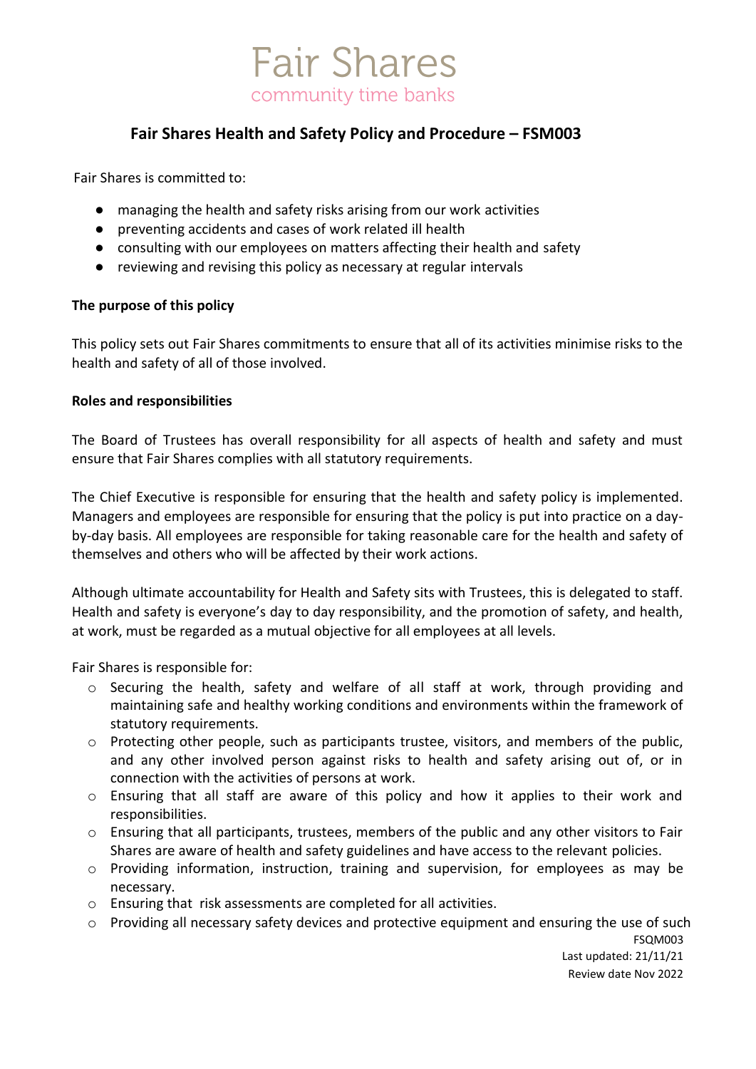Fair Shares

community time banks

# Fair Shares Health and Safety Policy and Procedure – FSM003

Fair Shares is committed to:

- managing the health and safety risks arising from our work activities
- preventing accidents and cases of work related ill health
- consulting with our employees on matters affecting their health and safety
- reviewing and revising this policy as necessary at regular intervals

**The purpose of this policy**

This policy sets out Fair Shares commitments to ensure that all of its activities minimise risks to the health and safety of all of those involved.

**Roles and responsibilities**

The Board of Trustees has overall responsibility for all aspects of health and safety and must ensure that Fair Shares complies with all statutory requirements.

The Chief Executive is responsible for ensuring that the health and safety policy is implemented. Managers and employees are responsible for ensuring that the policy is put into practice on a day-by-day basis. All employees are responsible for taking reasonable care for the health and safety of themselves and others who will be affected by their work actions.

Although ultimate accountability for Health and Safety sits with Trustees, this is delegated to staff. Health and safety is everyone's day to day responsibility, and the promotion of safety, and health, at work, must be regarded as a mutual objective for all employees at all levels.

Fair Shares is responsible for:

- Securing the health, safety and welfare of all staff at work, through providing and maintaining safe and healthy working conditions and environments within the framework of statutory requirements.
- Protecting other people, such as participants trustee, visitors, and members of the public, and any other involved person against risks to health and safety arising out of, or in connection with the activities of persons at work.
- Ensuring that all staff are aware of this policy and how it applies to their work and responsibilities.
- Ensuring that all participants, trustees, members of the public and any other visitors to Fair Shares are aware of health and safety guidelines and have access to the relevant policies.
- Providing information, instruction, training and supervision, for employees as may be necessary.
- Ensuring that risk assessments are completed for all activities.
- Providing all necessary safety devices and protective equipment and ensuring the use of such

FSQM003
Last updated: 21/11/21
Review date Nov 2022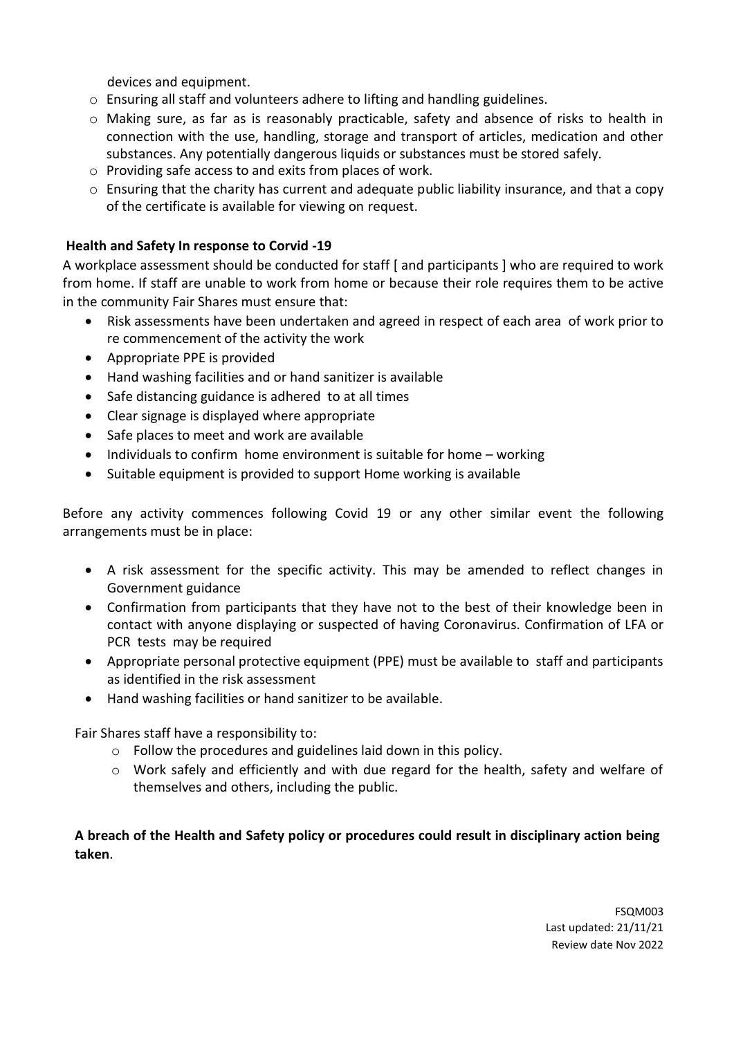devices and equipment.

- Ensuring all staff and volunteers adhere to lifting and handling guidelines.
- Making sure, as far as is reasonably practicable, safety and absence of risks to health in connection with the use, handling, storage and transport of articles, medication and other substances. Any potentially dangerous liquids or substances must be stored safely.
- Providing safe access to and exits from places of work.
- Ensuring that the charity has current and adequate public liability insurance, and that a copy of the certificate is available for viewing on request.

**Health and Safety In response to Corvid -19**

A workplace assessment should be conducted for staff [ and participants ] who are required to work from home. If staff are unable to work from home or because their role requires them to be active in the community Fair Shares must ensure that:

- Risk assessments have been undertaken and agreed in respect of each area of work prior to re commencement of the activity the work
- Appropriate PPE is provided
- Hand washing facilities and or hand sanitizer is available
- Safe distancing guidance is adhered to at all times
- Clear signage is displayed where appropriate
- Safe places to meet and work are available
- Individuals to confirm home environment is suitable for home – working
- Suitable equipment is provided to support Home working is available

Before any activity commences following Covid 19 or any other similar event the following arrangements must be in place:

- A risk assessment for the specific activity. This may be amended to reflect changes in Government guidance
- Confirmation from participants that they have not to the best of their knowledge been in contact with anyone displaying or suspected of having Coronavirus. Confirmation of LFA or PCR tests may be required
- Appropriate personal protective equipment (PPE) must be available to staff and participants as identified in the risk assessment
- Hand washing facilities or hand sanitizer to be available.

Fair Shares staff have a responsibility to:

- Follow the procedures and guidelines laid down in this policy.
- Work safely and efficiently and with due regard for the health, safety and welfare of themselves and others, including the public.

**A breach of the Health and Safety policy or procedures could result in disciplinary action being taken**.

FSQM003
Last updated: 21/11/21
Review date Nov 2022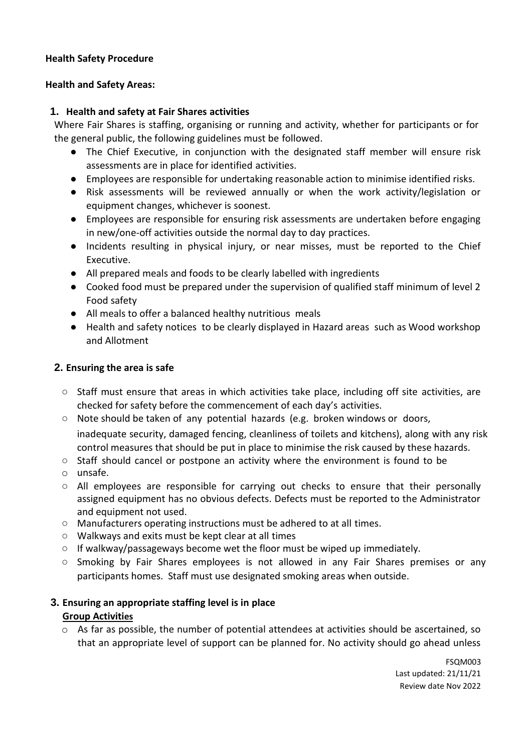**Health Safety Procedure**

**Health and Safety Areas:**

## 1. Health and safety at Fair Shares activities

Where Fair Shares is staffing, organising or running and activity, whether for participants or for the general public, the following guidelines must be followed.

- The Chief Executive, in conjunction with the designated staff member will ensure risk assessments are in place for identified activities.
- Employees are responsible for undertaking reasonable action to minimise identified risks.
- Risk assessments will be reviewed annually or when the work activity/legislation or equipment changes, whichever is soonest.
- Employees are responsible for ensuring risk assessments are undertaken before engaging in new/one-off activities outside the normal day to day practices.
- Incidents resulting in physical injury, or near misses, must be reported to the Chief Executive.
- All prepared meals and foods to be clearly labelled with ingredients
- Cooked food must be prepared under the supervision of qualified staff minimum of level 2 Food safety
- All meals to offer a balanced healthy nutritious meals
- Health and safety notices to be clearly displayed in Hazard areas such as Wood workshop and Allotment

## 2. Ensuring the area is safe

- Staff must ensure that areas in which activities take place, including off site activities, are checked for safety before the commencement of each day's activities.
- Note should be taken of any potential hazards (e.g. broken windows or doors, inadequate security, damaged fencing, cleanliness of toilets and kitchens), along with any risk control measures that should be put in place to minimise the risk caused by these hazards.
- Staff should cancel or postpone an activity where the environment is found to be
- unsafe.
- All employees are responsible for carrying out checks to ensure that their personally assigned equipment has no obvious defects. Defects must be reported to the Administrator and equipment not used.
- Manufacturers operating instructions must be adhered to at all times.
- Walkways and exits must be kept clear at all times
- If walkway/passageways become wet the floor must be wiped up immediately.
- Smoking by Fair Shares employees is not allowed in any Fair Shares premises or any participants homes. Staff must use designated smoking areas when outside.

## 3. Ensuring an appropriate staffing level is in place

**Group Activities**

- As far as possible, the number of potential attendees at activities should be ascertained, so that an appropriate level of support can be planned for. No activity should go ahead unless

FSQM003
Last updated: 21/11/21
Review date Nov 2022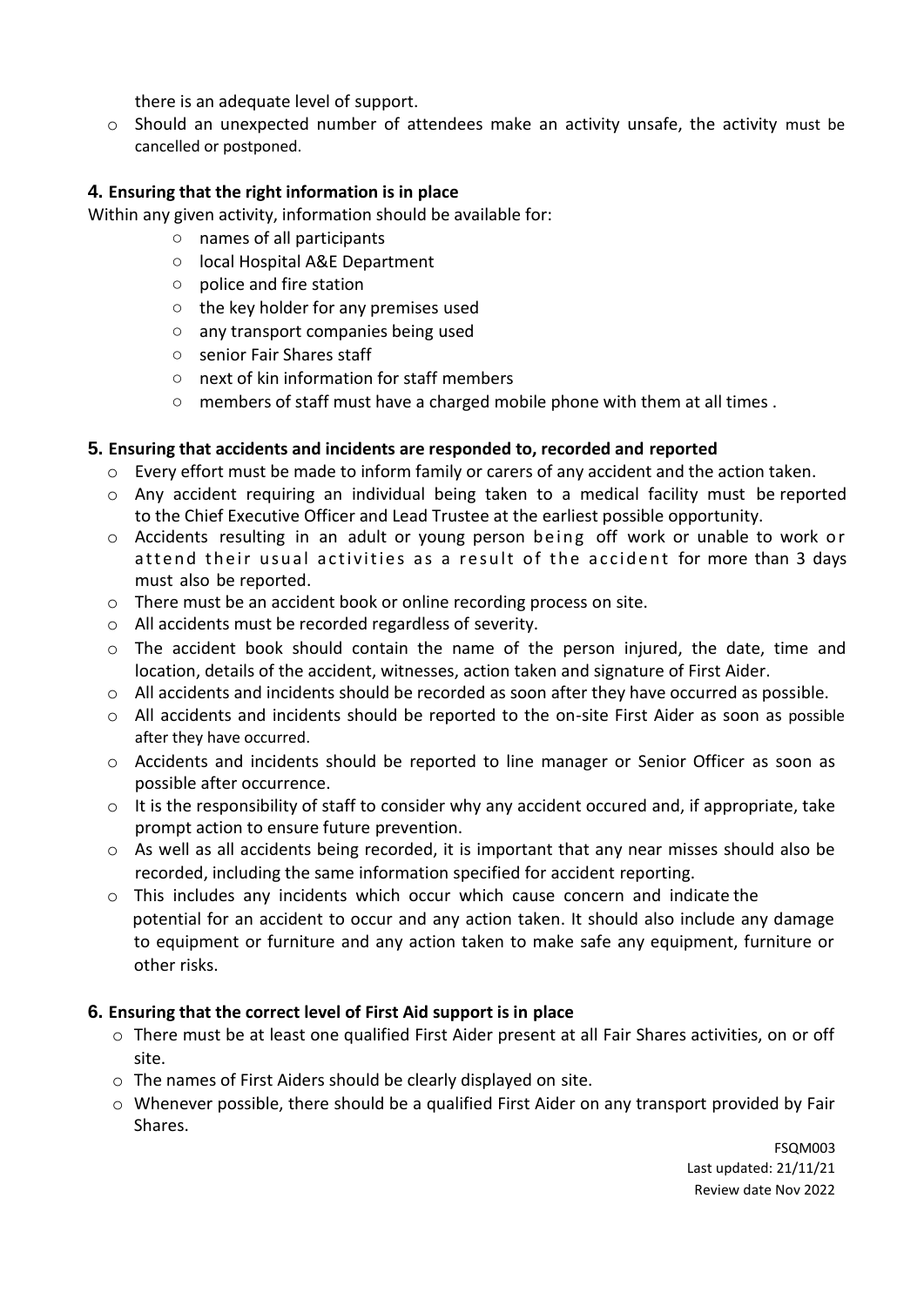there is an adequate level of support.

- Should an unexpected number of attendees make an activity unsafe, the activity must be cancelled or postponed.

### 4. Ensuring that the right information is in place

Within any given activity, information should be available for:

- names of all participants
- local Hospital A&E Department
- police and fire station
- the key holder for any premises used
- any transport companies being used
- senior Fair Shares staff
- next of kin information for staff members
- members of staff must have a charged mobile phone with them at all times .

### 5. Ensuring that accidents and incidents are responded to, recorded and reported

- Every effort must be made to inform family or carers of any accident and the action taken.
- Any accident requiring an individual being taken to a medical facility must be reported to the Chief Executive Officer and Lead Trustee at the earliest possible opportunity.
- Accidents resulting in an adult or young person being off work or unable to work or attend their usual activities as a result of the accident for more than 3 days must also be reported.
- There must be an accident book or online recording process on site.
- All accidents must be recorded regardless of severity.
- The accident book should contain the name of the person injured, the date, time and location, details of the accident, witnesses, action taken and signature of First Aider.
- All accidents and incidents should be recorded as soon after they have occurred as possible.
- All accidents and incidents should be reported to the on-site First Aider as soon as possible after they have occurred.
- Accidents and incidents should be reported to line manager or Senior Officer as soon as possible after occurrence.
- It is the responsibility of staff to consider why any accident occured and, if appropriate, take prompt action to ensure future prevention.
- As well as all accidents being recorded, it is important that any near misses should also be recorded, including the same information specified for accident reporting.
- This includes any incidents which occur which cause concern and indicate the potential for an accident to occur and any action taken. It should also include any damage to equipment or furniture and any action taken to make safe any equipment, furniture or other risks.

### 6. Ensuring that the correct level of First Aid support is in place

- There must be at least one qualified First Aider present at all Fair Shares activities, on or off site.
- The names of First Aiders should be clearly displayed on site.
- Whenever possible, there should be a qualified First Aider on any transport provided by Fair Shares.

FSQM003
Last updated: 21/11/21
Review date Nov 2022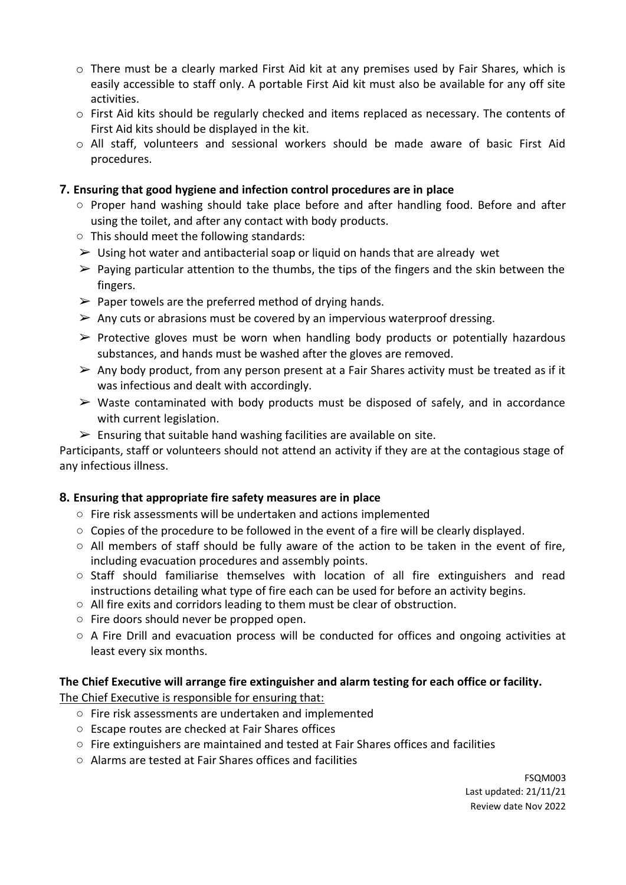- There must be a clearly marked First Aid kit at any premises used by Fair Shares, which is easily accessible to staff only. A portable First Aid kit must also be available for any off site activities.
- First Aid kits should be regularly checked and items replaced as necessary. The contents of First Aid kits should be displayed in the kit.
- All staff, volunteers and sessional workers should be made aware of basic First Aid procedures.

### 7. Ensuring that good hygiene and infection control procedures are in place

- Proper hand washing should take place before and after handling food. Before and after using the toilet, and after any contact with body products.
- This should meet the following standards:
  - Using hot water and antibacterial soap or liquid on hands that are already wet
  - Paying particular attention to the thumbs, the tips of the fingers and the skin between the fingers.
  - Paper towels are the preferred method of drying hands.
  - Any cuts or abrasions must be covered by an impervious waterproof dressing.
  - Protective gloves must be worn when handling body products or potentially hazardous substances, and hands must be washed after the gloves are removed.
  - Any body product, from any person present at a Fair Shares activity must be treated as if it was infectious and dealt with accordingly.
  - Waste contaminated with body products must be disposed of safely, and in accordance with current legislation.
  - Ensuring that suitable hand washing facilities are available on site.

Participants, staff or volunteers should not attend an activity if they are at the contagious stage of any infectious illness.

### 8. Ensuring that appropriate fire safety measures are in place

- Fire risk assessments will be undertaken and actions implemented
- Copies of the procedure to be followed in the event of a fire will be clearly displayed.
- All members of staff should be fully aware of the action to be taken in the event of fire, including evacuation procedures and assembly points.
- Staff should familiarise themselves with location of all fire extinguishers and read instructions detailing what type of fire each can be used for before an activity begins.
- All fire exits and corridors leading to them must be clear of obstruction.
- Fire doors should never be propped open.
- A Fire Drill and evacuation process will be conducted for offices and ongoing activities at least every six months.

**The Chief Executive will arrange fire extinguisher and alarm testing for each office or facility.**

The Chief Executive is responsible for ensuring that:

- Fire risk assessments are undertaken and implemented
- Escape routes are checked at Fair Shares offices
- Fire extinguishers are maintained and tested at Fair Shares offices and facilities
- Alarms are tested at Fair Shares offices and facilities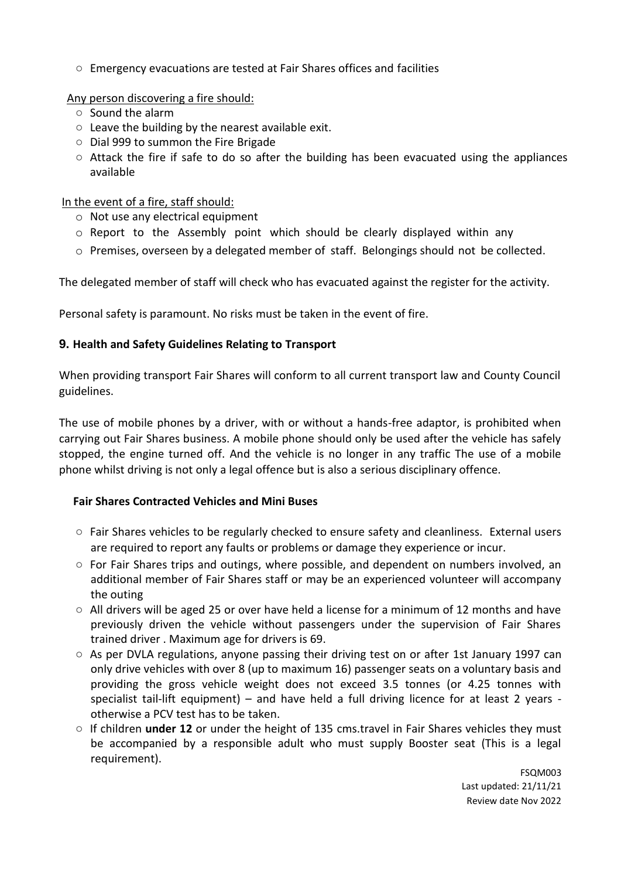- Emergency evacuations are tested at Fair Shares offices and facilities

Any person discovering a fire should:

- Sound the alarm
- Leave the building by the nearest available exit.
- Dial 999 to summon the Fire Brigade
- Attack the fire if safe to do so after the building has been evacuated using the appliances available

In the event of a fire, staff should:

- Not use any electrical equipment
- Report to the Assembly point which should be clearly displayed within any
- Premises, overseen by a delegated member of staff. Belongings should not be collected.

The delegated member of staff will check who has evacuated against the register for the activity.

Personal safety is paramount. No risks must be taken in the event of fire.

## 9. Health and Safety Guidelines Relating to Transport

When providing transport Fair Shares will conform to all current transport law and County Council guidelines.

The use of mobile phones by a driver, with or without a hands-free adaptor, is prohibited when carrying out Fair Shares business. A mobile phone should only be used after the vehicle has safely stopped, the engine turned off. And the vehicle is no longer in any traffic The use of a mobile phone whilst driving is not only a legal offence but is also a serious disciplinary offence.

### Fair Shares Contracted Vehicles and Mini Buses

- Fair Shares vehicles to be regularly checked to ensure safety and cleanliness. External users are required to report any faults or problems or damage they experience or incur.
- For Fair Shares trips and outings, where possible, and dependent on numbers involved, an additional member of Fair Shares staff or may be an experienced volunteer will accompany the outing
- All drivers will be aged 25 or over have held a license for a minimum of 12 months and have previously driven the vehicle without passengers under the supervision of Fair Shares trained driver . Maximum age for drivers is 69.
- As per DVLA regulations, anyone passing their driving test on or after 1st January 1997 can only drive vehicles with over 8 (up to maximum 16) passenger seats on a voluntary basis and providing the gross vehicle weight does not exceed 3.5 tonnes (or 4.25 tonnes with specialist tail-lift equipment) – and have held a full driving licence for at least 2 years - otherwise a PCV test has to be taken.
- If children **under 12** or under the height of 135 cms.travel in Fair Shares vehicles they must be accompanied by a responsible adult who must supply Booster seat (This is a legal requirement).

FSQM003
Last updated: 21/11/21
Review date Nov 2022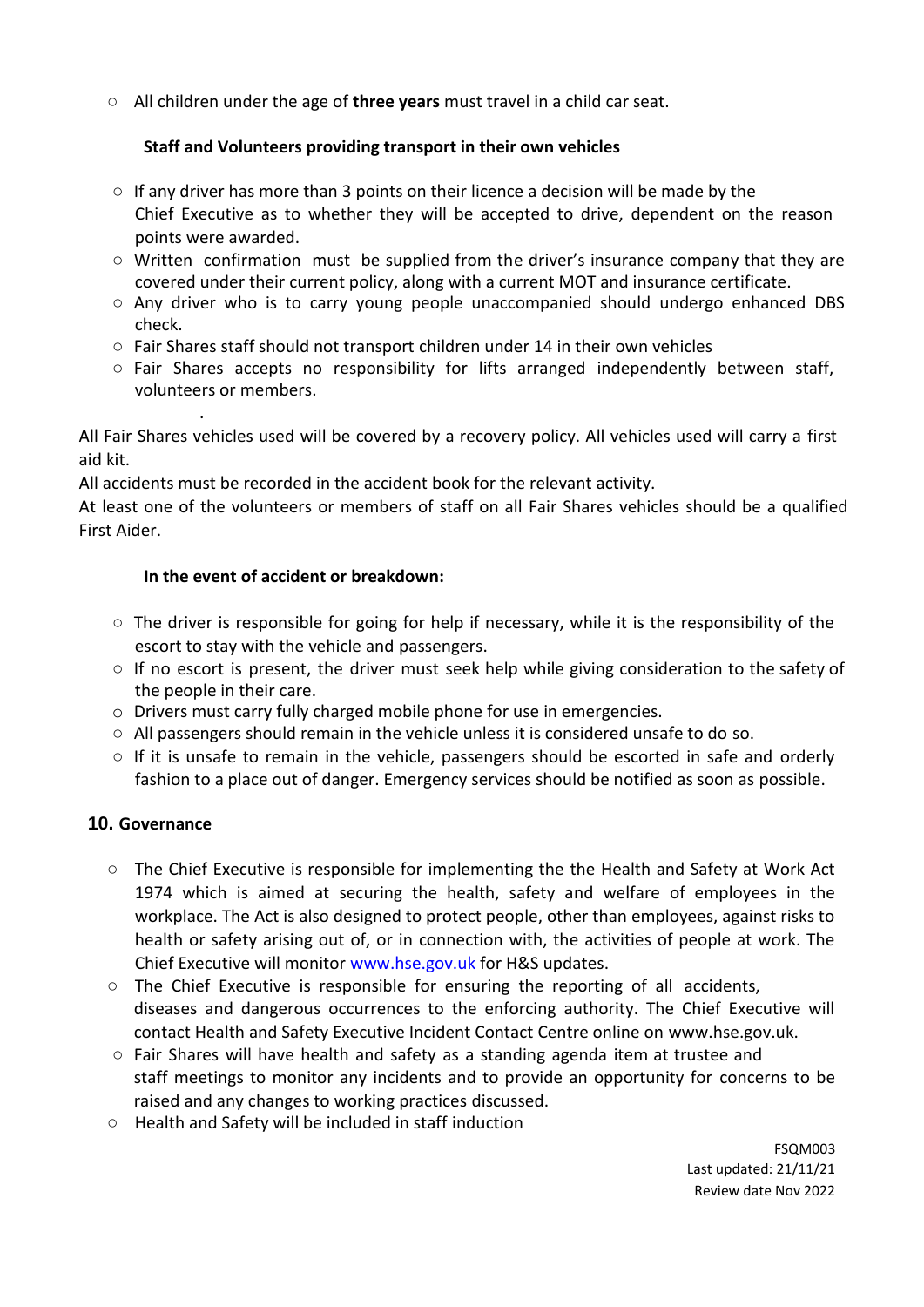- All children under the age of **three years** must travel in a child car seat.

**Staff and Volunteers providing transport in their own vehicles**

- If any driver has more than 3 points on their licence a decision will be made by the Chief Executive as to whether they will be accepted to drive, dependent on the reason points were awarded.
- Written confirmation must be supplied from the driver's insurance company that they are covered under their current policy, along with a current MOT and insurance certificate.
- Any driver who is to carry young people unaccompanied should undergo enhanced DBS check.
- Fair Shares staff should not transport children under 14 in their own vehicles
- Fair Shares accepts no responsibility for lifts arranged independently between staff, volunteers or members.

.

All Fair Shares vehicles used will be covered by a recovery policy. All vehicles used will carry a first aid kit.

All accidents must be recorded in the accident book for the relevant activity.

At least one of the volunteers or members of staff on all Fair Shares vehicles should be a qualified First Aider.

**In the event of accident or breakdown:**

- The driver is responsible for going for help if necessary, while it is the responsibility of the escort to stay with the vehicle and passengers.
- If no escort is present, the driver must seek help while giving consideration to the safety of the people in their care.
- Drivers must carry fully charged mobile phone for use in emergencies.
- All passengers should remain in the vehicle unless it is considered unsafe to do so.
- If it is unsafe to remain in the vehicle, passengers should be escorted in safe and orderly fashion to a place out of danger. Emergency services should be notified as soon as possible.

## 10. Governance

- The Chief Executive is responsible for implementing the the Health and Safety at Work Act 1974 which is aimed at securing the health, safety and welfare of employees in the workplace. The Act is also designed to protect people, other than employees, against risks to health or safety arising out of, or in connection with, the activities of people at work. The Chief Executive will monitor [www.hse.gov.uk](http://www.hse.gov.uk) for H&S updates.
- The Chief Executive is responsible for ensuring the reporting of all accidents, diseases and dangerous occurrences to the enforcing authority. The Chief Executive will contact Health and Safety Executive Incident Contact Centre online on www.hse.gov.uk.
- Fair Shares will have health and safety as a standing agenda item at trustee and staff meetings to monitor any incidents and to provide an opportunity for concerns to be raised and any changes to working practices discussed.
- Health and Safety will be included in staff induction

FSQM003
Last updated: 21/11/21
Review date Nov 2022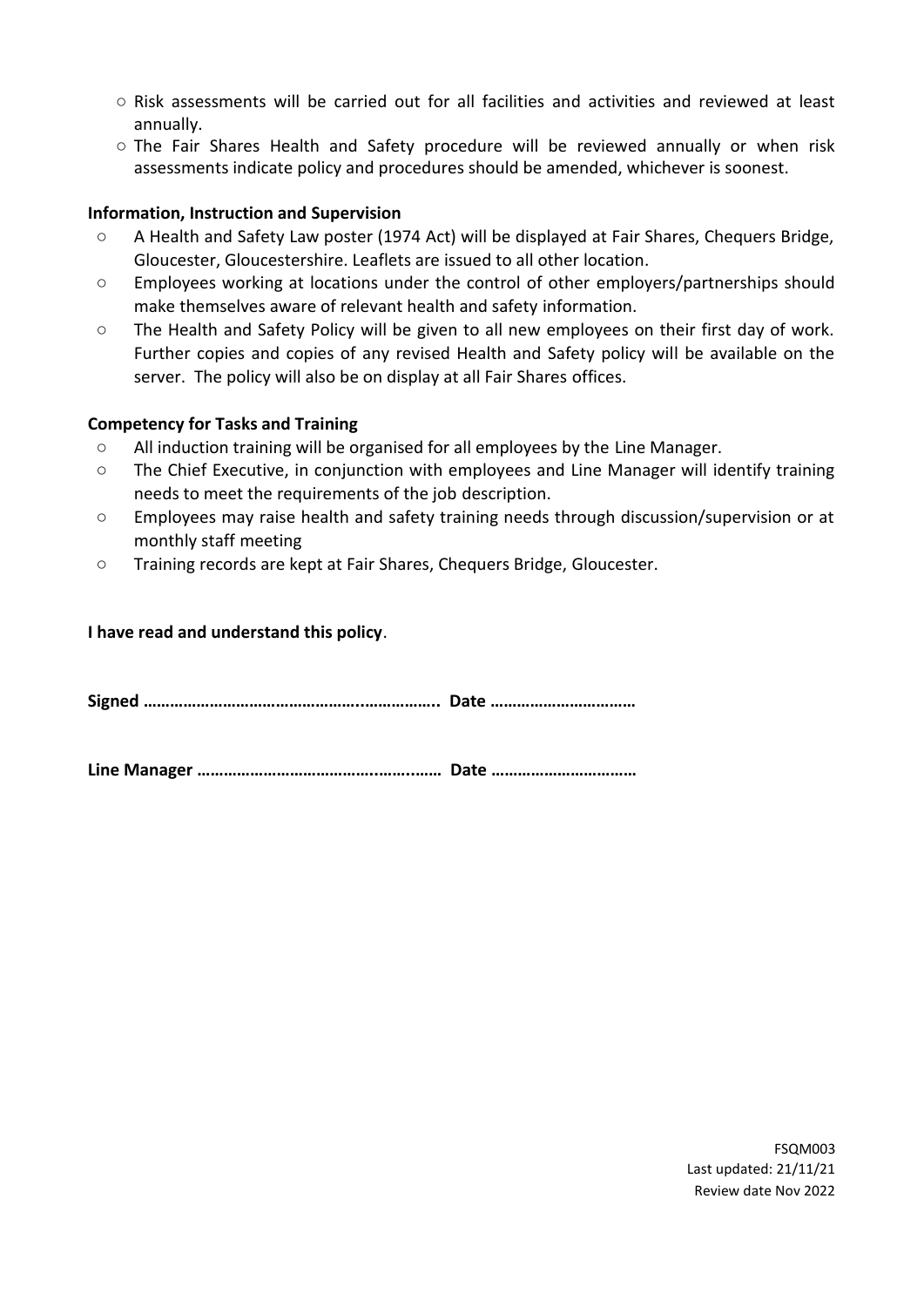- Risk assessments will be carried out for all facilities and activities and reviewed at least annually.
- The Fair Shares Health and Safety procedure will be reviewed annually or when risk assessments indicate policy and procedures should be amended, whichever is soonest.

**Information, Instruction and Supervision**

- A Health and Safety Law poster (1974 Act) will be displayed at Fair Shares, Chequers Bridge, Gloucester, Gloucestershire. Leaflets are issued to all other location.
- Employees working at locations under the control of other employers/partnerships should make themselves aware of relevant health and safety information.
- The Health and Safety Policy will be given to all new employees on their first day of work. Further copies and copies of any revised Health and Safety policy will be available on the server. The policy will also be on display at all Fair Shares offices.

**Competency for Tasks and Training**

- All induction training will be organised for all employees by the Line Manager.
- The Chief Executive, in conjunction with employees and Line Manager will identify training needs to meet the requirements of the job description.
- Employees may raise health and safety training needs through discussion/supervision or at monthly staff meeting
- Training records are kept at Fair Shares, Chequers Bridge, Gloucester.

**I have read and understand this policy**.

**Signed ………………………………………….…………….. Date ……………………………**

**Line Manager ……………………………………..….…… Date ……………………………**

FSQM003
Last updated: 21/11/21
Review date Nov 2022